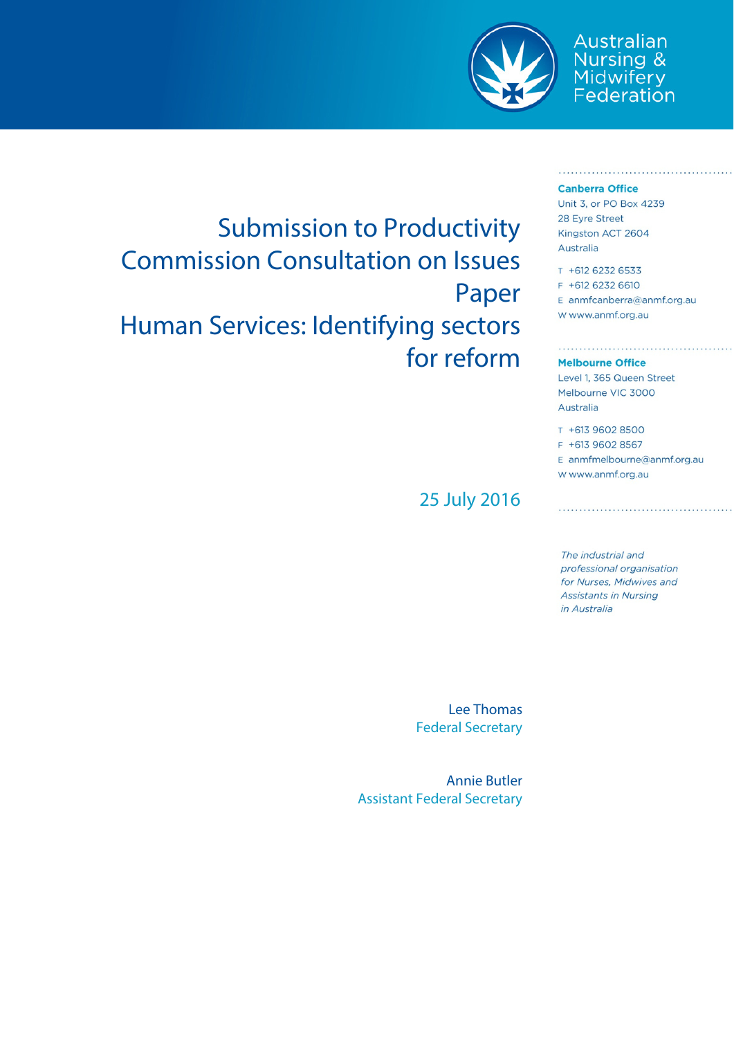Australian Nursing & Midwifery Federation

# Submission to Productivity Commission Consultation on Issues Paper Human Services: Identifying sectors for reform

25 July 2016

**Canberra Office**
Unit 3, or PO Box 4239
28 Eyre Street
Kingston ACT 2604
Australia

T +612 6232 6533
F +612 6232 6610
E anmfcanberra@anmf.org.au
W www.anmf.org.au

**Melbourne Office**
Level 1, 365 Queen Street
Melbourne VIC 3000
Australia

T +613 9602 8500
F +613 9602 8567
E anmfmelbourne@anmf.org.au
W www.anmf.org.au

*The industrial and professional organisation for Nurses, Midwives and Assistants in Nursing in Australia*

Lee Thomas
Federal Secretary

Annie Butler
Assistant Federal Secretary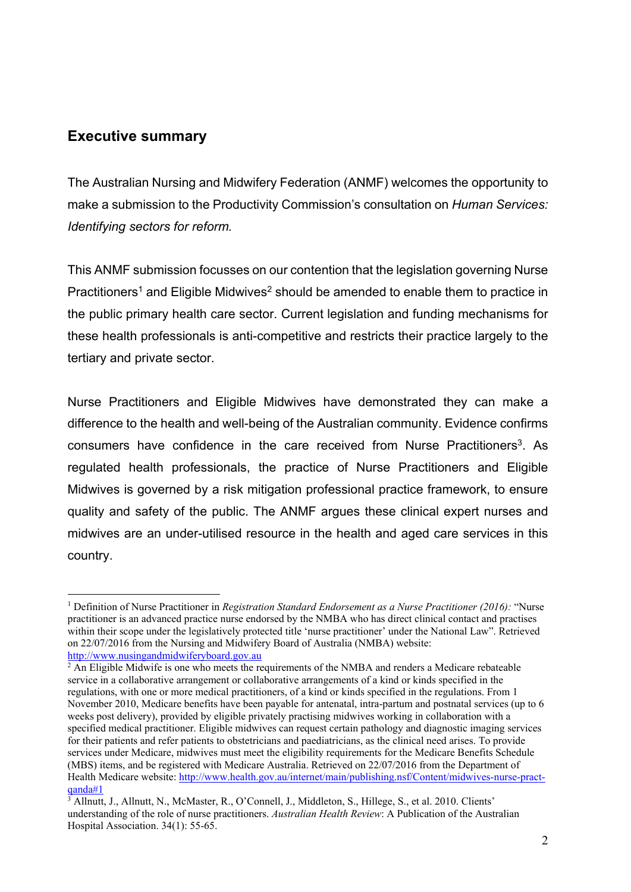## Executive summary

The Australian Nursing and Midwifery Federation (ANMF) welcomes the opportunity to make a submission to the Productivity Commission's consultation on *Human Services: Identifying sectors for reform.*

This ANMF submission focusses on our contention that the legislation governing Nurse Practitioners[1] and Eligible Midwives[2] should be amended to enable them to practice in the public primary health care sector. Current legislation and funding mechanisms for these health professionals is anti-competitive and restricts their practice largely to the tertiary and private sector.

Nurse Practitioners and Eligible Midwives have demonstrated they can make a difference to the health and well-being of the Australian community. Evidence confirms consumers have confidence in the care received from Nurse Practitioners[3]. As regulated health professionals, the practice of Nurse Practitioners and Eligible Midwives is governed by a risk mitigation professional practice framework, to ensure quality and safety of the public. The ANMF argues these clinical expert nurses and midwives are an under-utilised resource in the health and aged care services in this country.

---

[1] Definition of Nurse Practitioner in *Registration Standard Endorsement as a Nurse Practitioner (2016):* "Nurse practitioner is an advanced practice nurse endorsed by the NMBA who has direct clinical contact and practises within their scope under the legislatively protected title 'nurse practitioner' under the National Law". Retrieved on 22/07/2016 from the Nursing and Midwifery Board of Australia (NMBA) website: http://www.nusingandmidwiferyboard.gov.au

[2] An Eligible Midwife is one who meets the requirements of the NMBA and renders a Medicare rebateable service in a collaborative arrangement or collaborative arrangements of a kind or kinds specified in the regulations, with one or more medical practitioners, of a kind or kinds specified in the regulations. From 1 November 2010, Medicare benefits have been payable for antenatal, intra-partum and postnatal services (up to 6 weeks post delivery), provided by eligible privately practising midwives working in collaboration with a specified medical practitioner. Eligible midwives can request certain pathology and diagnostic imaging services for their patients and refer patients to obstetricians and paediatricians, as the clinical need arises. To provide services under Medicare, midwives must meet the eligibility requirements for the Medicare Benefits Schedule (MBS) items, and be registered with Medicare Australia. Retrieved on 22/07/2016 from the Department of Health Medicare website: http://www.health.gov.au/internet/main/publishing.nsf/Content/midwives-nurse-pract-qanda#1

[3] Allnutt, J., Allnutt, N., McMaster, R., O'Connell, J., Middleton, S., Hillege, S., et al. 2010. Clients' understanding of the role of nurse practitioners. *Australian Health Review*: A Publication of the Australian Hospital Association. 34(1): 55-65.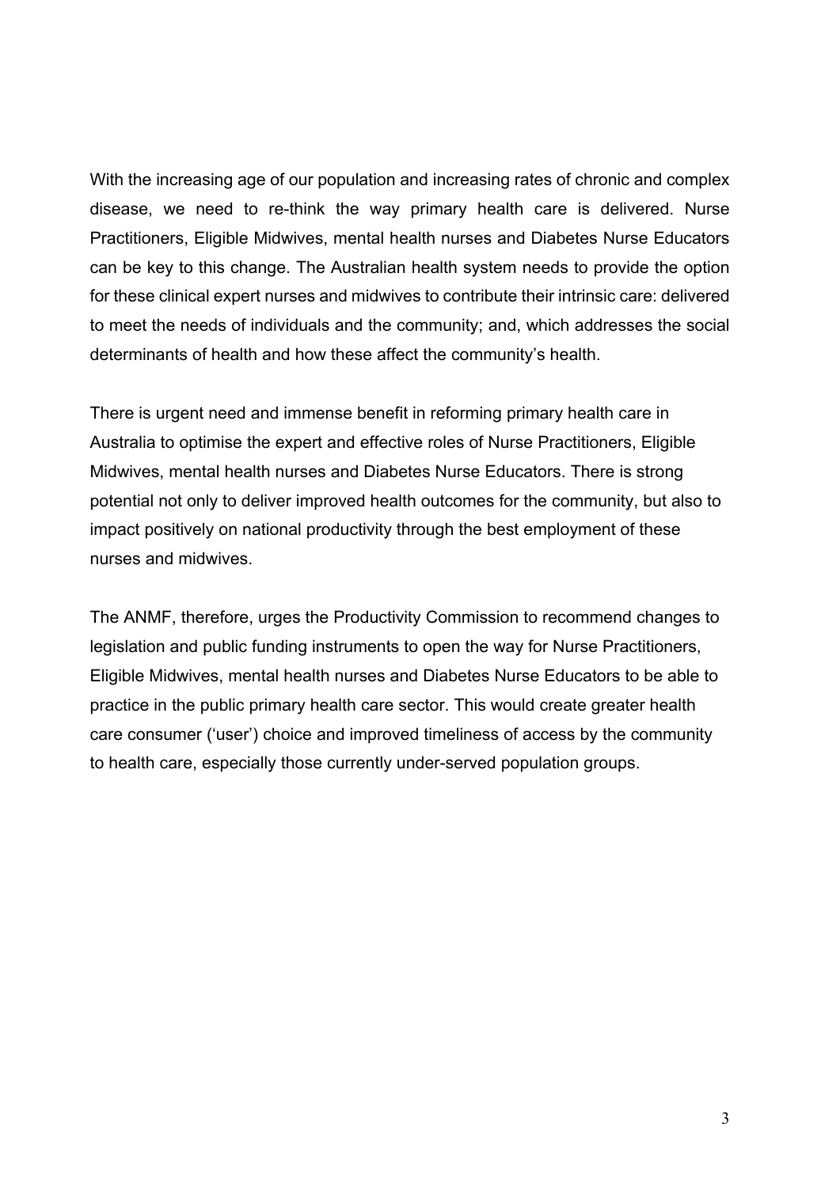With the increasing age of our population and increasing rates of chronic and complex disease, we need to re-think the way primary health care is delivered. Nurse Practitioners, Eligible Midwives, mental health nurses and Diabetes Nurse Educators can be key to this change. The Australian health system needs to provide the option for these clinical expert nurses and midwives to contribute their intrinsic care: delivered to meet the needs of individuals and the community; and, which addresses the social determinants of health and how these affect the community's health.

There is urgent need and immense benefit in reforming primary health care in Australia to optimise the expert and effective roles of Nurse Practitioners, Eligible Midwives, mental health nurses and Diabetes Nurse Educators. There is strong potential not only to deliver improved health outcomes for the community, but also to impact positively on national productivity through the best employment of these nurses and midwives.

The ANMF, therefore, urges the Productivity Commission to recommend changes to legislation and public funding instruments to open the way for Nurse Practitioners, Eligible Midwives, mental health nurses and Diabetes Nurse Educators to be able to practice in the public primary health care sector. This would create greater health care consumer ('user') choice and improved timeliness of access by the community to health care, especially those currently under-served population groups.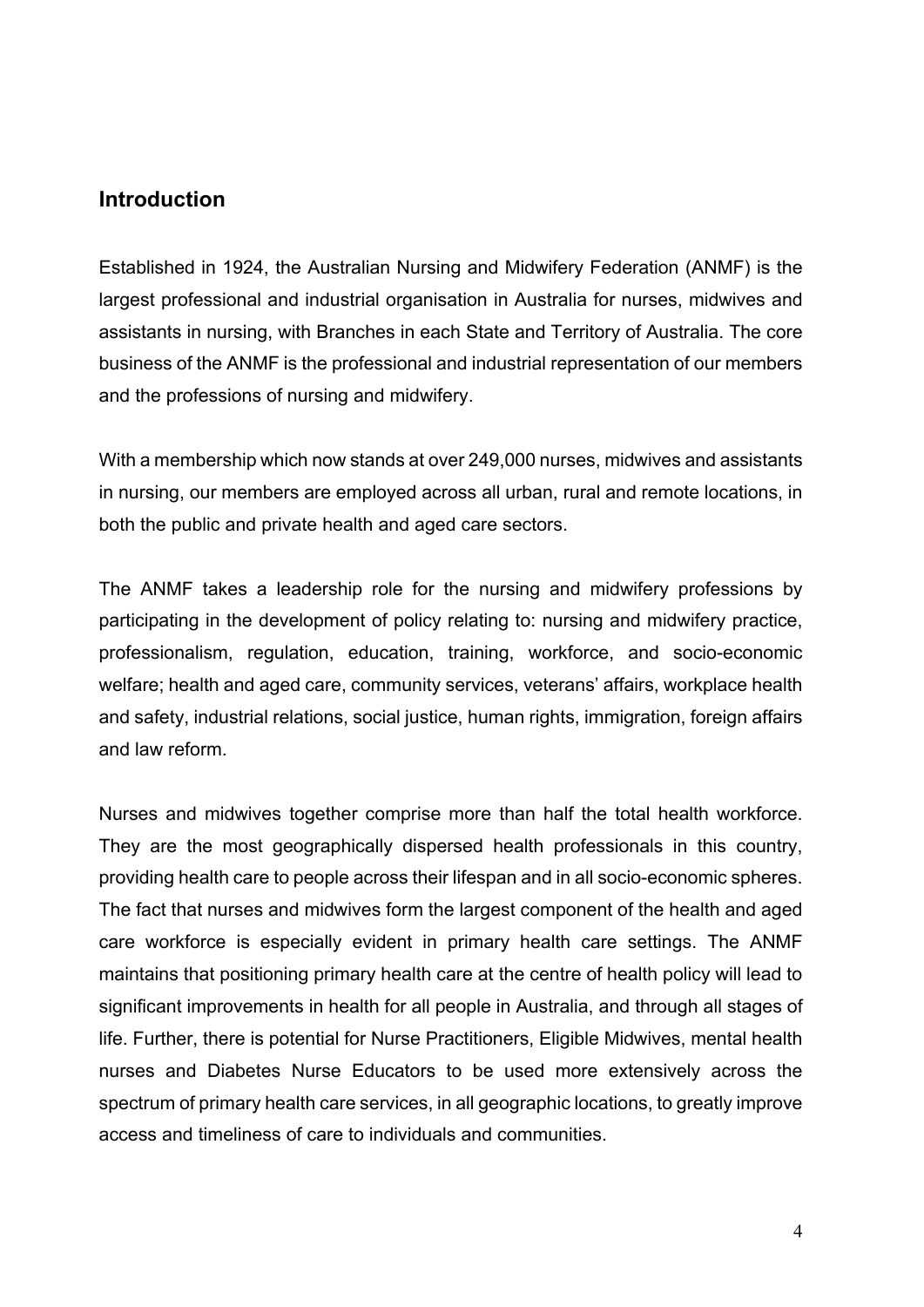## Introduction

Established in 1924, the Australian Nursing and Midwifery Federation (ANMF) is the largest professional and industrial organisation in Australia for nurses, midwives and assistants in nursing, with Branches in each State and Territory of Australia. The core business of the ANMF is the professional and industrial representation of our members and the professions of nursing and midwifery.

With a membership which now stands at over 249,000 nurses, midwives and assistants in nursing, our members are employed across all urban, rural and remote locations, in both the public and private health and aged care sectors.

The ANMF takes a leadership role for the nursing and midwifery professions by participating in the development of policy relating to: nursing and midwifery practice, professionalism, regulation, education, training, workforce, and socio-economic welfare; health and aged care, community services, veterans' affairs, workplace health and safety, industrial relations, social justice, human rights, immigration, foreign affairs and law reform.

Nurses and midwives together comprise more than half the total health workforce. They are the most geographically dispersed health professionals in this country, providing health care to people across their lifespan and in all socio-economic spheres. The fact that nurses and midwives form the largest component of the health and aged care workforce is especially evident in primary health care settings. The ANMF maintains that positioning primary health care at the centre of health policy will lead to significant improvements in health for all people in Australia, and through all stages of life. Further, there is potential for Nurse Practitioners, Eligible Midwives, mental health nurses and Diabetes Nurse Educators to be used more extensively across the spectrum of primary health care services, in all geographic locations, to greatly improve access and timeliness of care to individuals and communities.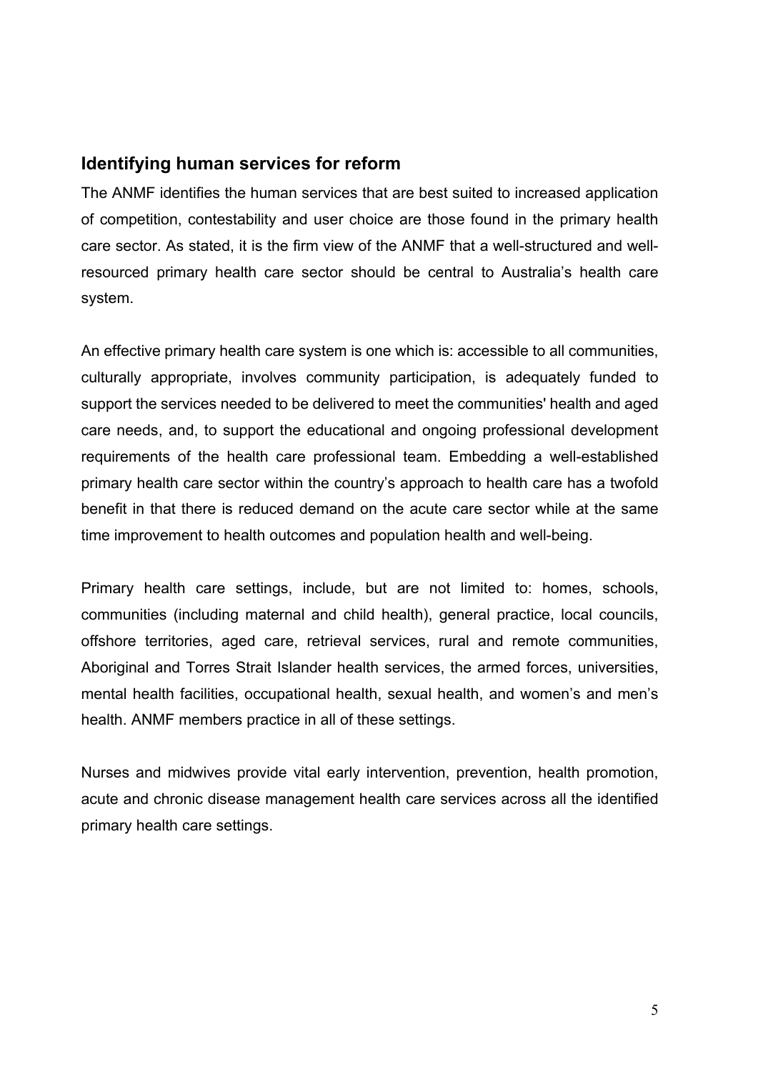## Identifying human services for reform

The ANMF identifies the human services that are best suited to increased application of competition, contestability and user choice are those found in the primary health care sector. As stated, it is the firm view of the ANMF that a well-structured and well-resourced primary health care sector should be central to Australia's health care system.

An effective primary health care system is one which is: accessible to all communities, culturally appropriate, involves community participation, is adequately funded to support the services needed to be delivered to meet the communities' health and aged care needs, and, to support the educational and ongoing professional development requirements of the health care professional team. Embedding a well-established primary health care sector within the country's approach to health care has a twofold benefit in that there is reduced demand on the acute care sector while at the same time improvement to health outcomes and population health and well-being.

Primary health care settings, include, but are not limited to: homes, schools, communities (including maternal and child health), general practice, local councils, offshore territories, aged care, retrieval services, rural and remote communities, Aboriginal and Torres Strait Islander health services, the armed forces, universities, mental health facilities, occupational health, sexual health, and women's and men's health. ANMF members practice in all of these settings.

Nurses and midwives provide vital early intervention, prevention, health promotion, acute and chronic disease management health care services across all the identified primary health care settings.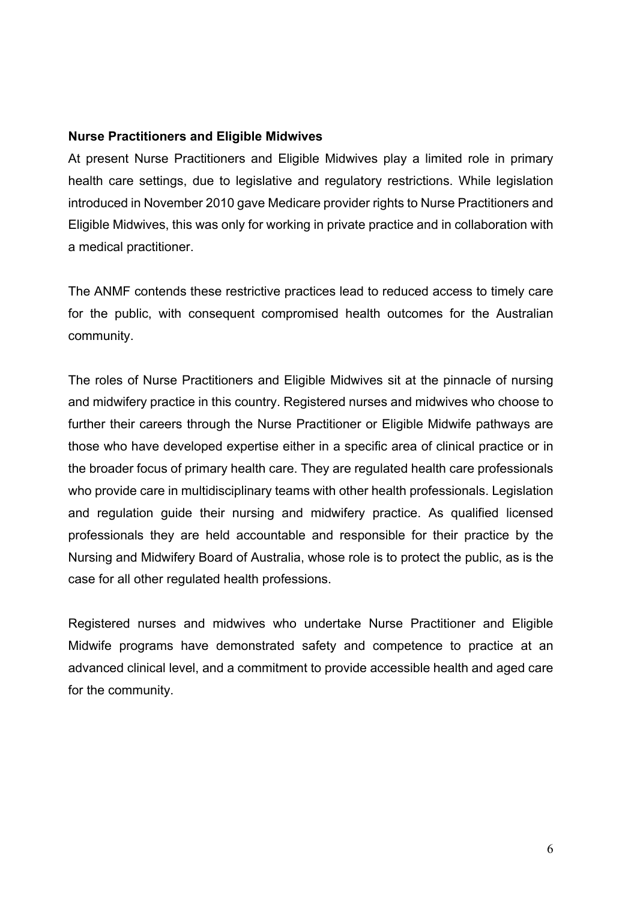**Nurse Practitioners and Eligible Midwives**

At present Nurse Practitioners and Eligible Midwives play a limited role in primary health care settings, due to legislative and regulatory restrictions. While legislation introduced in November 2010 gave Medicare provider rights to Nurse Practitioners and Eligible Midwives, this was only for working in private practice and in collaboration with a medical practitioner.

The ANMF contends these restrictive practices lead to reduced access to timely care for the public, with consequent compromised health outcomes for the Australian community.

The roles of Nurse Practitioners and Eligible Midwives sit at the pinnacle of nursing and midwifery practice in this country. Registered nurses and midwives who choose to further their careers through the Nurse Practitioner or Eligible Midwife pathways are those who have developed expertise either in a specific area of clinical practice or in the broader focus of primary health care. They are regulated health care professionals who provide care in multidisciplinary teams with other health professionals. Legislation and regulation guide their nursing and midwifery practice. As qualified licensed professionals they are held accountable and responsible for their practice by the Nursing and Midwifery Board of Australia, whose role is to protect the public, as is the case for all other regulated health professions.

Registered nurses and midwives who undertake Nurse Practitioner and Eligible Midwife programs have demonstrated safety and competence to practice at an advanced clinical level, and a commitment to provide accessible health and aged care for the community.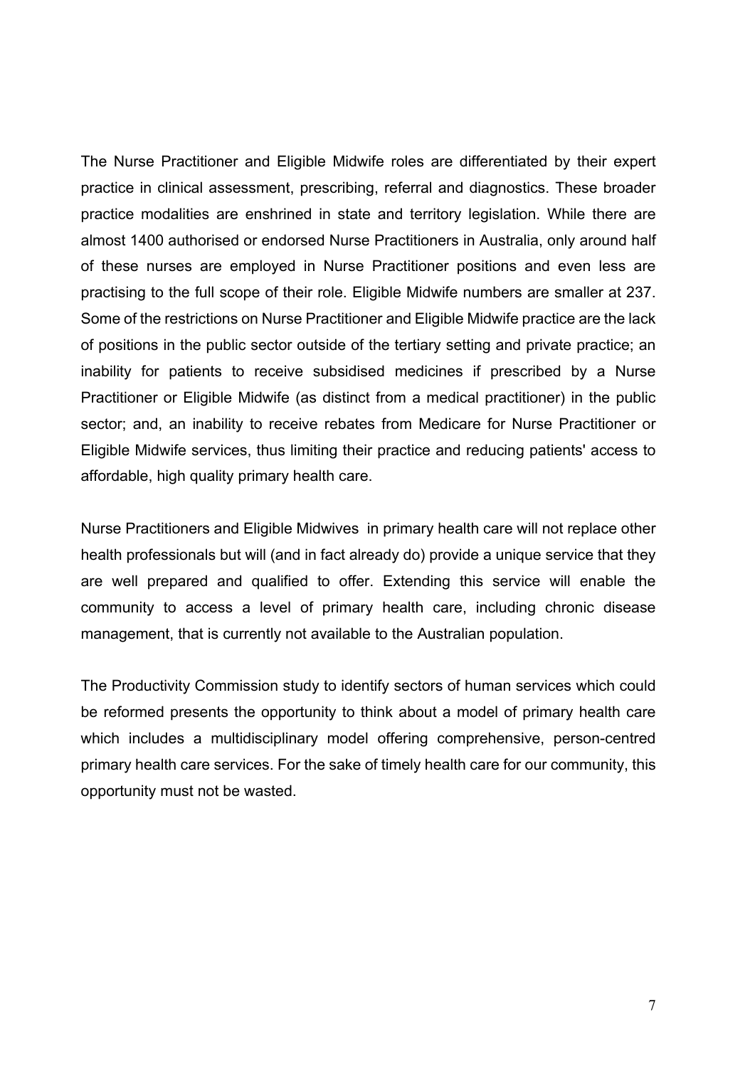The Nurse Practitioner and Eligible Midwife roles are differentiated by their expert practice in clinical assessment, prescribing, referral and diagnostics. These broader practice modalities are enshrined in state and territory legislation. While there are almost 1400 authorised or endorsed Nurse Practitioners in Australia, only around half of these nurses are employed in Nurse Practitioner positions and even less are practising to the full scope of their role. Eligible Midwife numbers are smaller at 237. Some of the restrictions on Nurse Practitioner and Eligible Midwife practice are the lack of positions in the public sector outside of the tertiary setting and private practice; an inability for patients to receive subsidised medicines if prescribed by a Nurse Practitioner or Eligible Midwife (as distinct from a medical practitioner) in the public sector; and, an inability to receive rebates from Medicare for Nurse Practitioner or Eligible Midwife services, thus limiting their practice and reducing patients' access to affordable, high quality primary health care.

Nurse Practitioners and Eligible Midwives in primary health care will not replace other health professionals but will (and in fact already do) provide a unique service that they are well prepared and qualified to offer. Extending this service will enable the community to access a level of primary health care, including chronic disease management, that is currently not available to the Australian population.

The Productivity Commission study to identify sectors of human services which could be reformed presents the opportunity to think about a model of primary health care which includes a multidisciplinary model offering comprehensive, person-centred primary health care services. For the sake of timely health care for our community, this opportunity must not be wasted.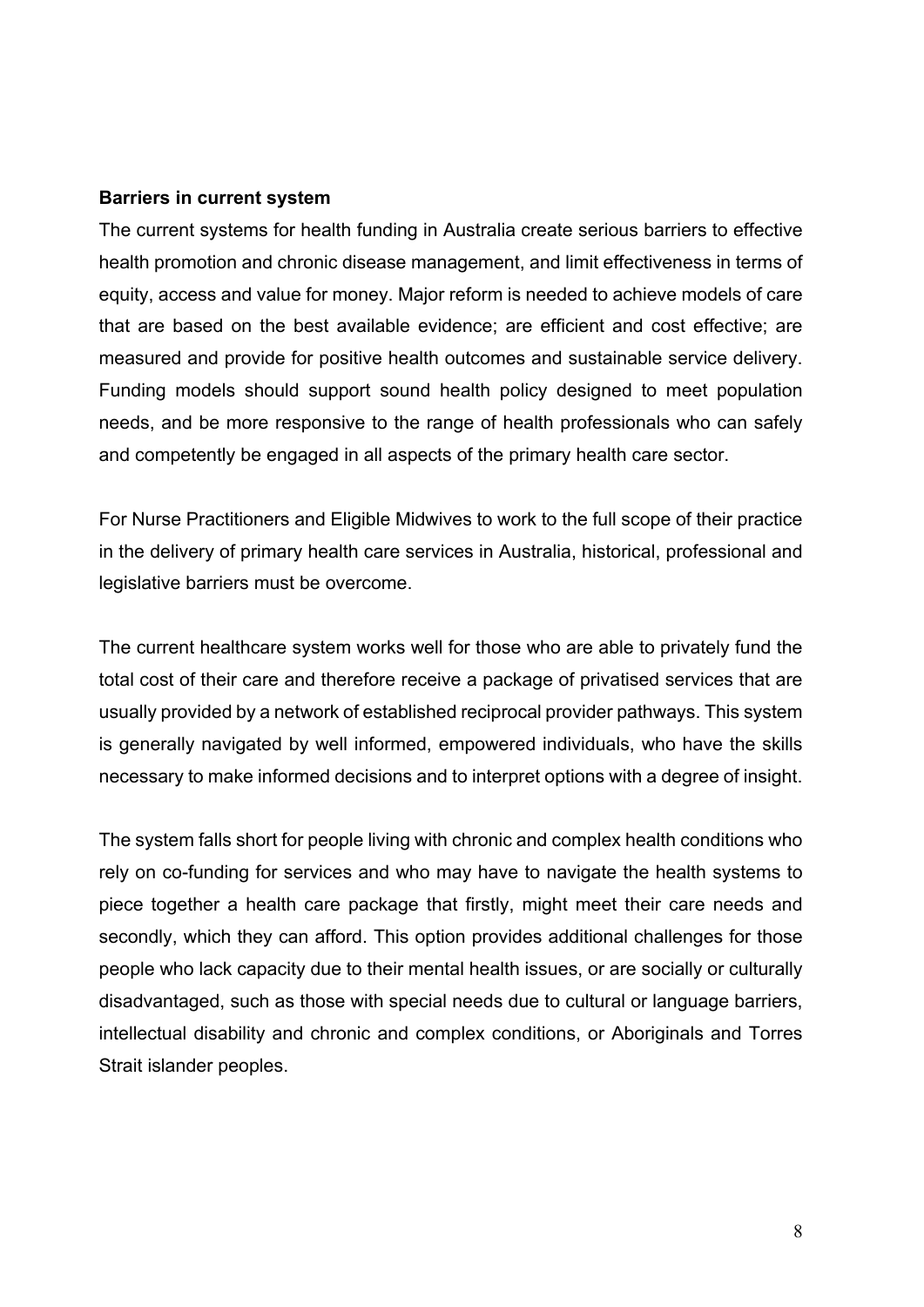**Barriers in current system**

The current systems for health funding in Australia create serious barriers to effective health promotion and chronic disease management, and limit effectiveness in terms of equity, access and value for money. Major reform is needed to achieve models of care that are based on the best available evidence; are efficient and cost effective; are measured and provide for positive health outcomes and sustainable service delivery. Funding models should support sound health policy designed to meet population needs, and be more responsive to the range of health professionals who can safely and competently be engaged in all aspects of the primary health care sector.

For Nurse Practitioners and Eligible Midwives to work to the full scope of their practice in the delivery of primary health care services in Australia, historical, professional and legislative barriers must be overcome.

The current healthcare system works well for those who are able to privately fund the total cost of their care and therefore receive a package of privatised services that are usually provided by a network of established reciprocal provider pathways. This system is generally navigated by well informed, empowered individuals, who have the skills necessary to make informed decisions and to interpret options with a degree of insight.

The system falls short for people living with chronic and complex health conditions who rely on co-funding for services and who may have to navigate the health systems to piece together a health care package that firstly, might meet their care needs and secondly, which they can afford. This option provides additional challenges for those people who lack capacity due to their mental health issues, or are socially or culturally disadvantaged, such as those with special needs due to cultural or language barriers, intellectual disability and chronic and complex conditions, or Aboriginals and Torres Strait islander peoples.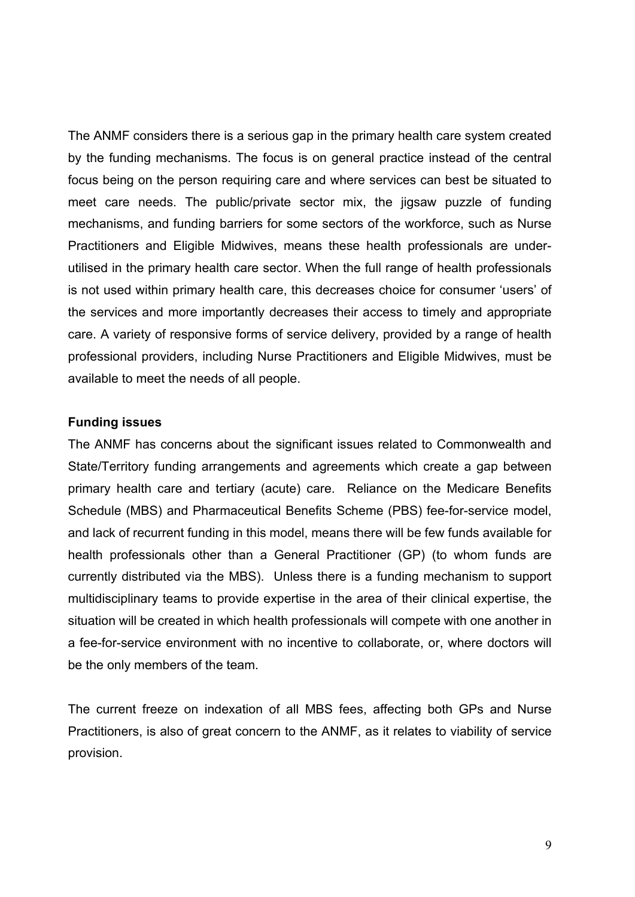The ANMF considers there is a serious gap in the primary health care system created by the funding mechanisms. The focus is on general practice instead of the central focus being on the person requiring care and where services can best be situated to meet care needs. The public/private sector mix, the jigsaw puzzle of funding mechanisms, and funding barriers for some sectors of the workforce, such as Nurse Practitioners and Eligible Midwives, means these health professionals are under-utilised in the primary health care sector. When the full range of health professionals is not used within primary health care, this decreases choice for consumer 'users' of the services and more importantly decreases their access to timely and appropriate care. A variety of responsive forms of service delivery, provided by a range of health professional providers, including Nurse Practitioners and Eligible Midwives, must be available to meet the needs of all people.

**Funding issues**

The ANMF has concerns about the significant issues related to Commonwealth and State/Territory funding arrangements and agreements which create a gap between primary health care and tertiary (acute) care. Reliance on the Medicare Benefits Schedule (MBS) and Pharmaceutical Benefits Scheme (PBS) fee-for-service model, and lack of recurrent funding in this model, means there will be few funds available for health professionals other than a General Practitioner (GP) (to whom funds are currently distributed via the MBS). Unless there is a funding mechanism to support multidisciplinary teams to provide expertise in the area of their clinical expertise, the situation will be created in which health professionals will compete with one another in a fee-for-service environment with no incentive to collaborate, or, where doctors will be the only members of the team.

The current freeze on indexation of all MBS fees, affecting both GPs and Nurse Practitioners, is also of great concern to the ANMF, as it relates to viability of service provision.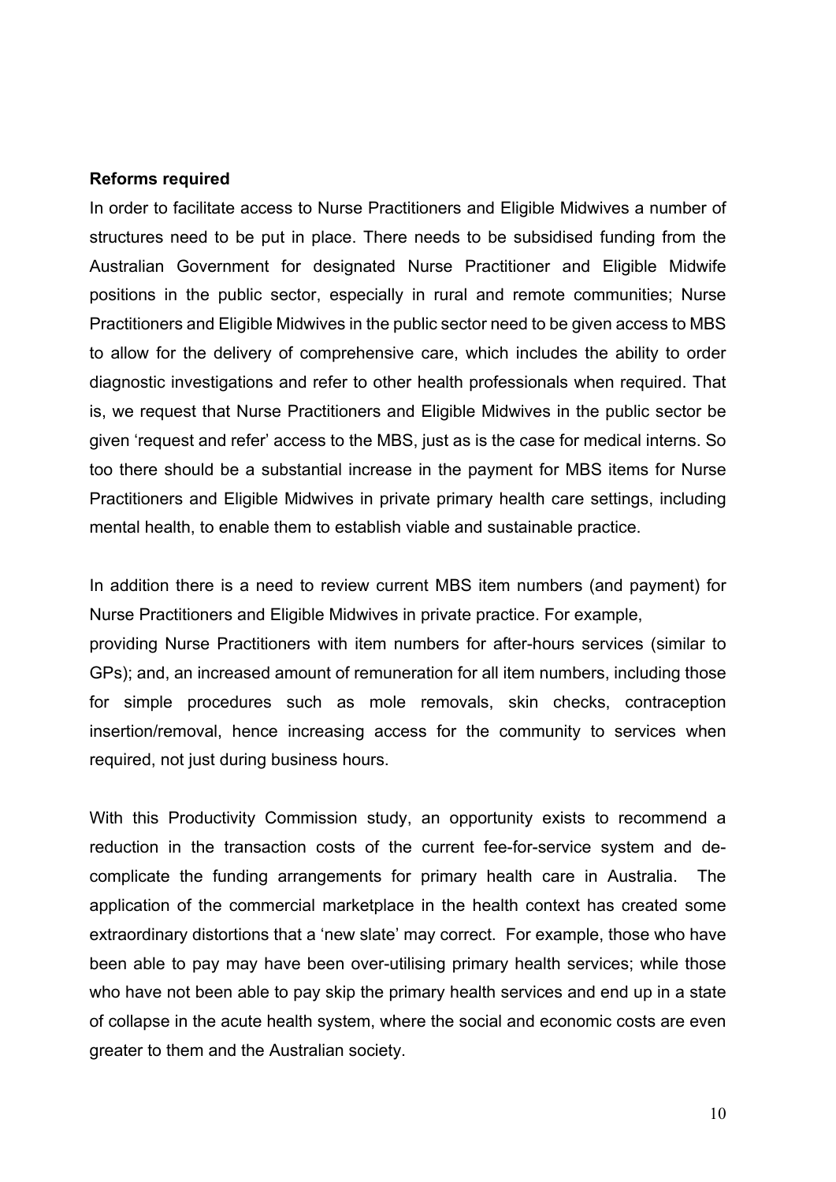**Reforms required**

In order to facilitate access to Nurse Practitioners and Eligible Midwives a number of structures need to be put in place. There needs to be subsidised funding from the Australian Government for designated Nurse Practitioner and Eligible Midwife positions in the public sector, especially in rural and remote communities; Nurse Practitioners and Eligible Midwives in the public sector need to be given access to MBS to allow for the delivery of comprehensive care, which includes the ability to order diagnostic investigations and refer to other health professionals when required. That is, we request that Nurse Practitioners and Eligible Midwives in the public sector be given 'request and refer' access to the MBS, just as is the case for medical interns. So too there should be a substantial increase in the payment for MBS items for Nurse Practitioners and Eligible Midwives in private primary health care settings, including mental health, to enable them to establish viable and sustainable practice.

In addition there is a need to review current MBS item numbers (and payment) for Nurse Practitioners and Eligible Midwives in private practice. For example, providing Nurse Practitioners with item numbers for after-hours services (similar to GPs); and, an increased amount of remuneration for all item numbers, including those for simple procedures such as mole removals, skin checks, contraception insertion/removal, hence increasing access for the community to services when required, not just during business hours.

With this Productivity Commission study, an opportunity exists to recommend a reduction in the transaction costs of the current fee-for-service system and de-complicate the funding arrangements for primary health care in Australia. The application of the commercial marketplace in the health context has created some extraordinary distortions that a 'new slate' may correct. For example, those who have been able to pay may have been over-utilising primary health services; while those who have not been able to pay skip the primary health services and end up in a state of collapse in the acute health system, where the social and economic costs are even greater to them and the Australian society.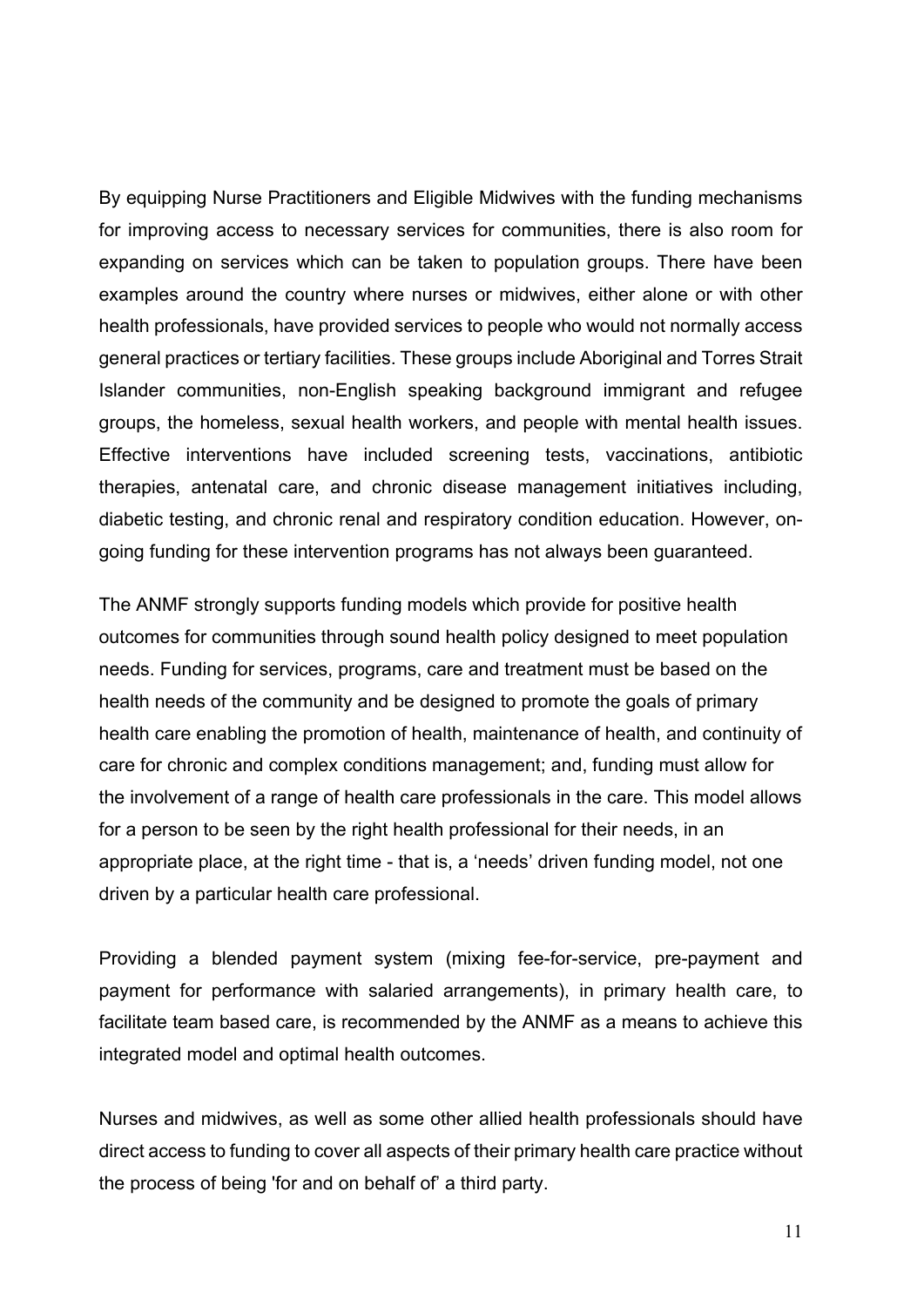By equipping Nurse Practitioners and Eligible Midwives with the funding mechanisms for improving access to necessary services for communities, there is also room for expanding on services which can be taken to population groups. There have been examples around the country where nurses or midwives, either alone or with other health professionals, have provided services to people who would not normally access general practices or tertiary facilities. These groups include Aboriginal and Torres Strait Islander communities, non-English speaking background immigrant and refugee groups, the homeless, sexual health workers, and people with mental health issues. Effective interventions have included screening tests, vaccinations, antibiotic therapies, antenatal care, and chronic disease management initiatives including, diabetic testing, and chronic renal and respiratory condition education. However, on-going funding for these intervention programs has not always been guaranteed.

The ANMF strongly supports funding models which provide for positive health outcomes for communities through sound health policy designed to meet population needs. Funding for services, programs, care and treatment must be based on the health needs of the community and be designed to promote the goals of primary health care enabling the promotion of health, maintenance of health, and continuity of care for chronic and complex conditions management; and, funding must allow for the involvement of a range of health care professionals in the care. This model allows for a person to be seen by the right health professional for their needs, in an appropriate place, at the right time - that is, a 'needs' driven funding model, not one driven by a particular health care professional.

Providing a blended payment system (mixing fee-for-service, pre-payment and payment for performance with salaried arrangements), in primary health care, to facilitate team based care, is recommended by the ANMF as a means to achieve this integrated model and optimal health outcomes.

Nurses and midwives, as well as some other allied health professionals should have direct access to funding to cover all aspects of their primary health care practice without the process of being 'for and on behalf of' a third party.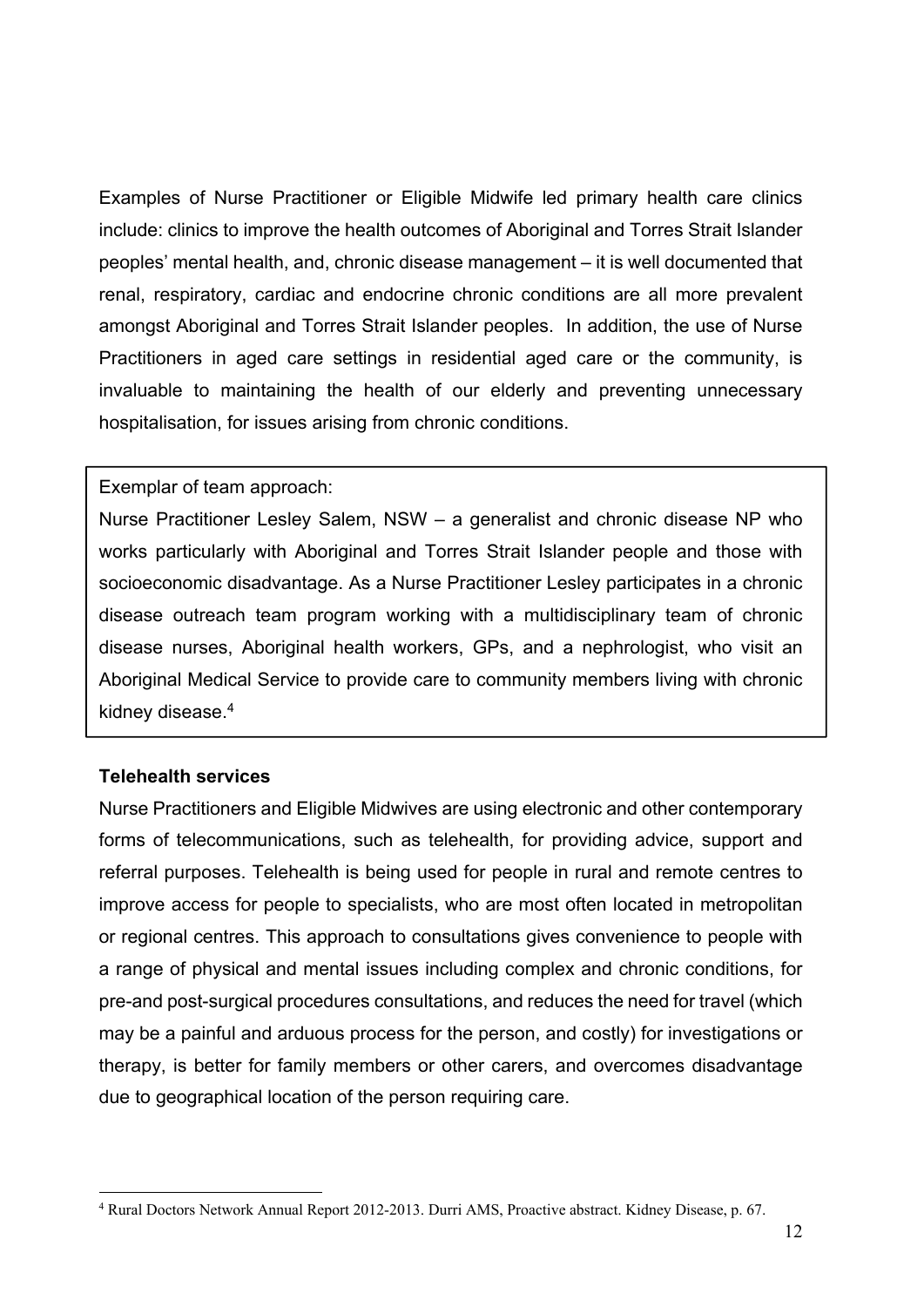Examples of Nurse Practitioner or Eligible Midwife led primary health care clinics include: clinics to improve the health outcomes of Aboriginal and Torres Strait Islander peoples' mental health, and, chronic disease management – it is well documented that renal, respiratory, cardiac and endocrine chronic conditions are all more prevalent amongst Aboriginal and Torres Strait Islander peoples. In addition, the use of Nurse Practitioners in aged care settings in residential aged care or the community, is invaluable to maintaining the health of our elderly and preventing unnecessary hospitalisation, for issues arising from chronic conditions.

> Exemplar of team approach:
>
> Nurse Practitioner Lesley Salem, NSW – a generalist and chronic disease NP who works particularly with Aboriginal and Torres Strait Islander people and those with socioeconomic disadvantage. As a Nurse Practitioner Lesley participates in a chronic disease outreach team program working with a multidisciplinary team of chronic disease nurses, Aboriginal health workers, GPs, and a nephrologist, who visit an Aboriginal Medical Service to provide care to community members living with chronic kidney disease.[4]

**Telehealth services**

Nurse Practitioners and Eligible Midwives are using electronic and other contemporary forms of telecommunications, such as telehealth, for providing advice, support and referral purposes. Telehealth is being used for people in rural and remote centres to improve access for people to specialists, who are most often located in metropolitan or regional centres. This approach to consultations gives convenience to people with a range of physical and mental issues including complex and chronic conditions, for pre-and post-surgical procedures consultations, and reduces the need for travel (which may be a painful and arduous process for the person, and costly) for investigations or therapy, is better for family members or other carers, and overcomes disadvantage due to geographical location of the person requiring care.

---

[4] Rural Doctors Network Annual Report 2012-2013. Durri AMS, Proactive abstract. Kidney Disease, p. 67.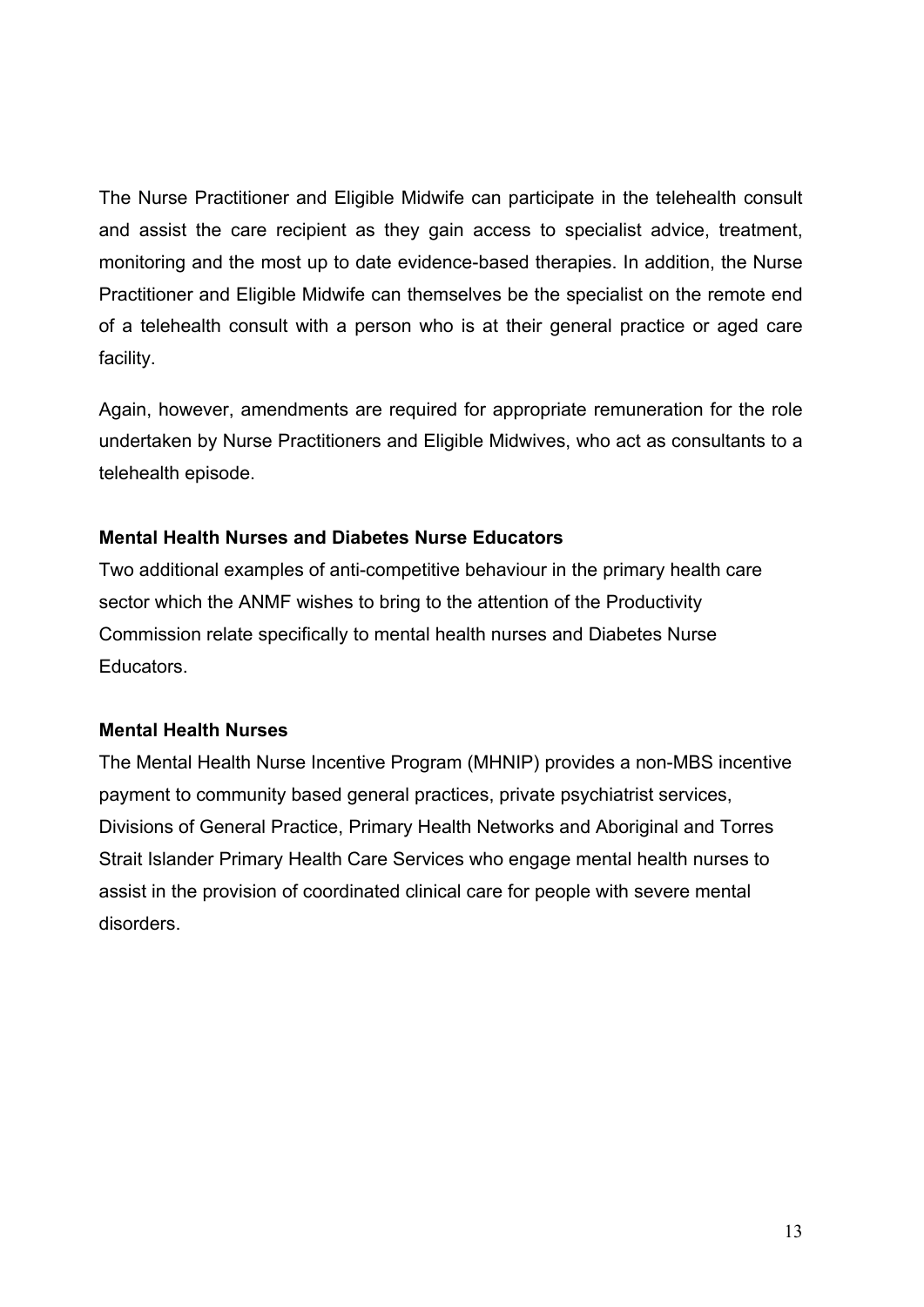The Nurse Practitioner and Eligible Midwife can participate in the telehealth consult and assist the care recipient as they gain access to specialist advice, treatment, monitoring and the most up to date evidence-based therapies. In addition, the Nurse Practitioner and Eligible Midwife can themselves be the specialist on the remote end of a telehealth consult with a person who is at their general practice or aged care facility.

Again, however, amendments are required for appropriate remuneration for the role undertaken by Nurse Practitioners and Eligible Midwives, who act as consultants to a telehealth episode.

**Mental Health Nurses and Diabetes Nurse Educators**

Two additional examples of anti-competitive behaviour in the primary health care sector which the ANMF wishes to bring to the attention of the Productivity Commission relate specifically to mental health nurses and Diabetes Nurse Educators.

**Mental Health Nurses**

The Mental Health Nurse Incentive Program (MHNIP) provides a non-MBS incentive payment to community based general practices, private psychiatrist services, Divisions of General Practice, Primary Health Networks and Aboriginal and Torres Strait Islander Primary Health Care Services who engage mental health nurses to assist in the provision of coordinated clinical care for people with severe mental disorders.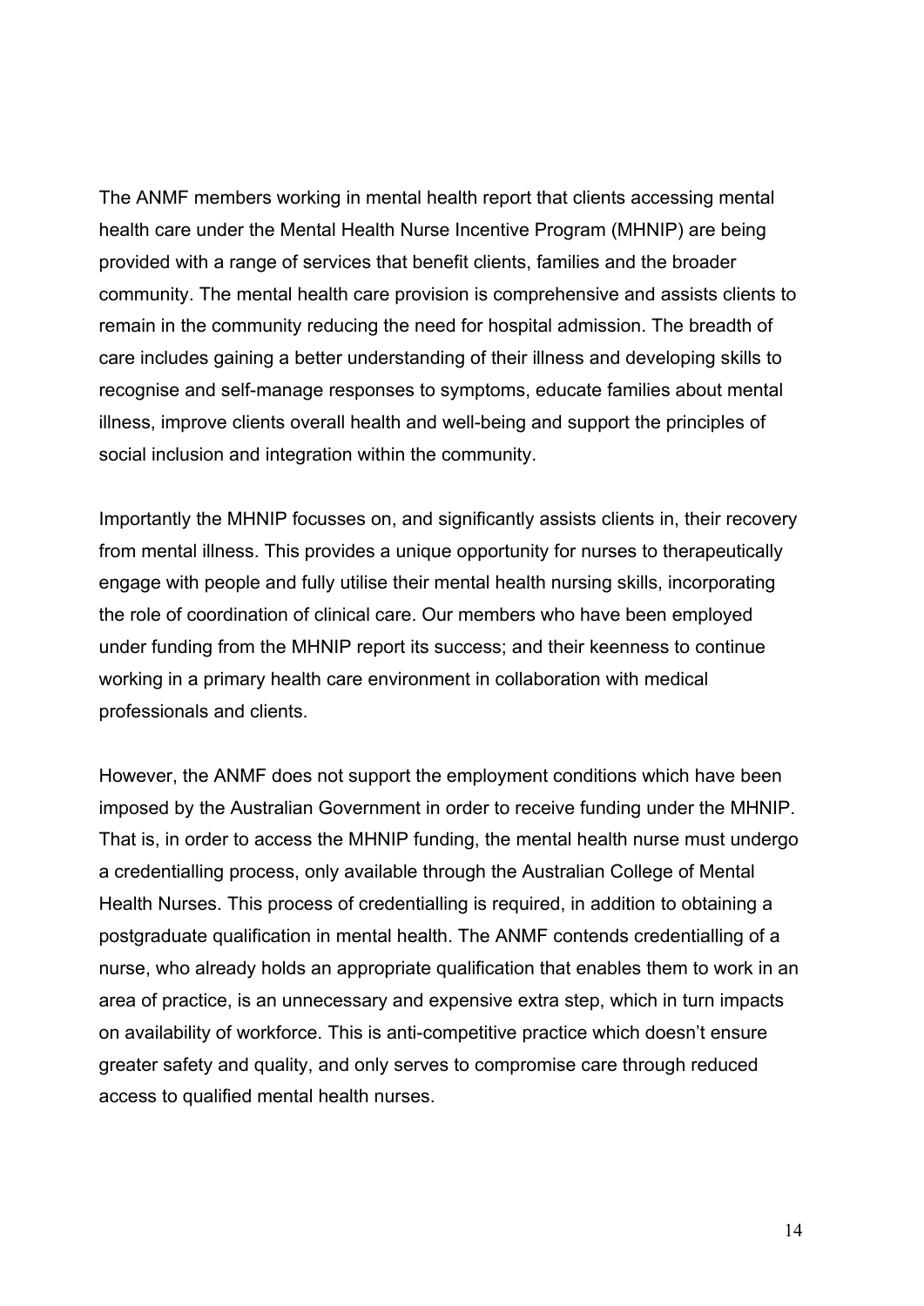The ANMF members working in mental health report that clients accessing mental health care under the Mental Health Nurse Incentive Program (MHNIP) are being provided with a range of services that benefit clients, families and the broader community. The mental health care provision is comprehensive and assists clients to remain in the community reducing the need for hospital admission. The breadth of care includes gaining a better understanding of their illness and developing skills to recognise and self-manage responses to symptoms, educate families about mental illness, improve clients overall health and well-being and support the principles of social inclusion and integration within the community.

Importantly the MHNIP focusses on, and significantly assists clients in, their recovery from mental illness. This provides a unique opportunity for nurses to therapeutically engage with people and fully utilise their mental health nursing skills, incorporating the role of coordination of clinical care. Our members who have been employed under funding from the MHNIP report its success; and their keenness to continue working in a primary health care environment in collaboration with medical professionals and clients.

However, the ANMF does not support the employment conditions which have been imposed by the Australian Government in order to receive funding under the MHNIP. That is, in order to access the MHNIP funding, the mental health nurse must undergo a credentialling process, only available through the Australian College of Mental Health Nurses. This process of credentialling is required, in addition to obtaining a postgraduate qualification in mental health. The ANMF contends credentialling of a nurse, who already holds an appropriate qualification that enables them to work in an area of practice, is an unnecessary and expensive extra step, which in turn impacts on availability of workforce. This is anti-competitive practice which doesn't ensure greater safety and quality, and only serves to compromise care through reduced access to qualified mental health nurses.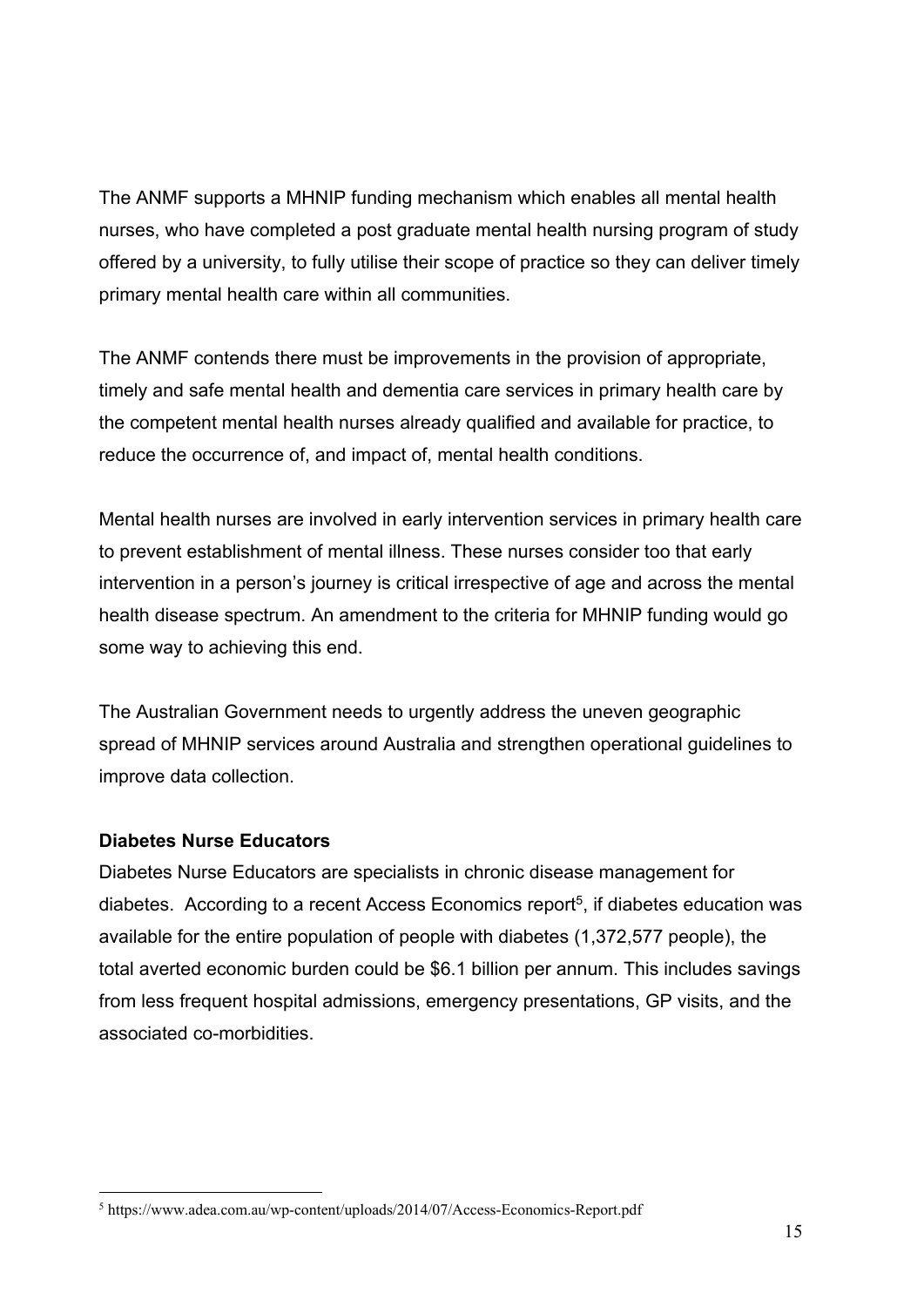The ANMF supports a MHNIP funding mechanism which enables all mental health nurses, who have completed a post graduate mental health nursing program of study offered by a university, to fully utilise their scope of practice so they can deliver timely primary mental health care within all communities.

The ANMF contends there must be improvements in the provision of appropriate, timely and safe mental health and dementia care services in primary health care by the competent mental health nurses already qualified and available for practice, to reduce the occurrence of, and impact of, mental health conditions.

Mental health nurses are involved in early intervention services in primary health care to prevent establishment of mental illness. These nurses consider too that early intervention in a person's journey is critical irrespective of age and across the mental health disease spectrum. An amendment to the criteria for MHNIP funding would go some way to achieving this end.

The Australian Government needs to urgently address the uneven geographic spread of MHNIP services around Australia and strengthen operational guidelines to improve data collection.

**Diabetes Nurse Educators**

Diabetes Nurse Educators are specialists in chronic disease management for diabetes. According to a recent Access Economics report[5], if diabetes education was available for the entire population of people with diabetes (1,372,577 people), the total averted economic burden could be $6.1 billion per annum. This includes savings from less frequent hospital admissions, emergency presentations, GP visits, and the associated co-morbidities.

---

[5] https://www.adea.com.au/wp-content/uploads/2014/07/Access-Economics-Report.pdf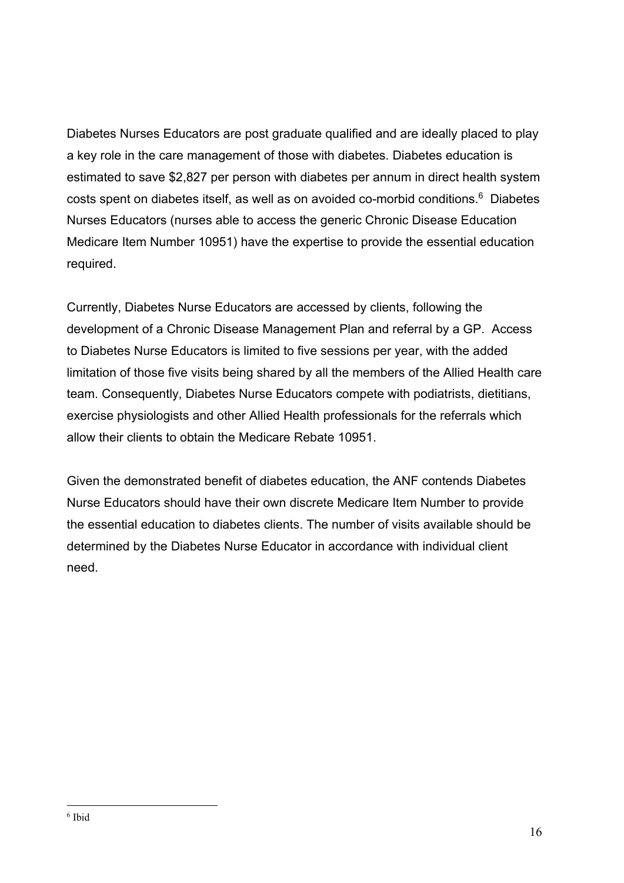Diabetes Nurses Educators are post graduate qualified and are ideally placed to play a key role in the care management of those with diabetes. Diabetes education is estimated to save $2,827 per person with diabetes per annum in direct health system costs spent on diabetes itself, as well as on avoided co-morbid conditions.[6] Diabetes Nurses Educators (nurses able to access the generic Chronic Disease Education Medicare Item Number 10951) have the expertise to provide the essential education required.

Currently, Diabetes Nurse Educators are accessed by clients, following the development of a Chronic Disease Management Plan and referral by a GP. Access to Diabetes Nurse Educators is limited to five sessions per year, with the added limitation of those five visits being shared by all the members of the Allied Health care team. Consequently, Diabetes Nurse Educators compete with podiatrists, dietitians, exercise physiologists and other Allied Health professionals for the referrals which allow their clients to obtain the Medicare Rebate 10951.

Given the demonstrated benefit of diabetes education, the ANF contends Diabetes Nurse Educators should have their own discrete Medicare Item Number to provide the essential education to diabetes clients. The number of visits available should be determined by the Diabetes Nurse Educator in accordance with individual client need.

---

[6] Ibid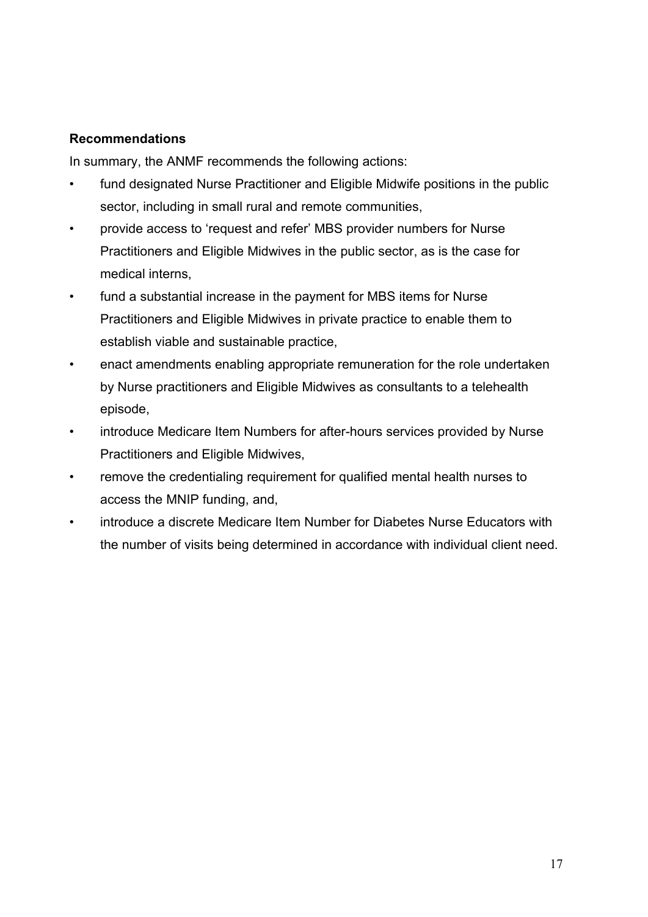**Recommendations**

In summary, the ANMF recommends the following actions:

- fund designated Nurse Practitioner and Eligible Midwife positions in the public sector, including in small rural and remote communities,
- provide access to 'request and refer' MBS provider numbers for Nurse Practitioners and Eligible Midwives in the public sector, as is the case for medical interns,
- fund a substantial increase in the payment for MBS items for Nurse Practitioners and Eligible Midwives in private practice to enable them to establish viable and sustainable practice,
- enact amendments enabling appropriate remuneration for the role undertaken by Nurse practitioners and Eligible Midwives as consultants to a telehealth episode,
- introduce Medicare Item Numbers for after-hours services provided by Nurse Practitioners and Eligible Midwives,
- remove the credentialing requirement for qualified mental health nurses to access the MNIP funding, and,
- introduce a discrete Medicare Item Number for Diabetes Nurse Educators with the number of visits being determined in accordance with individual client need.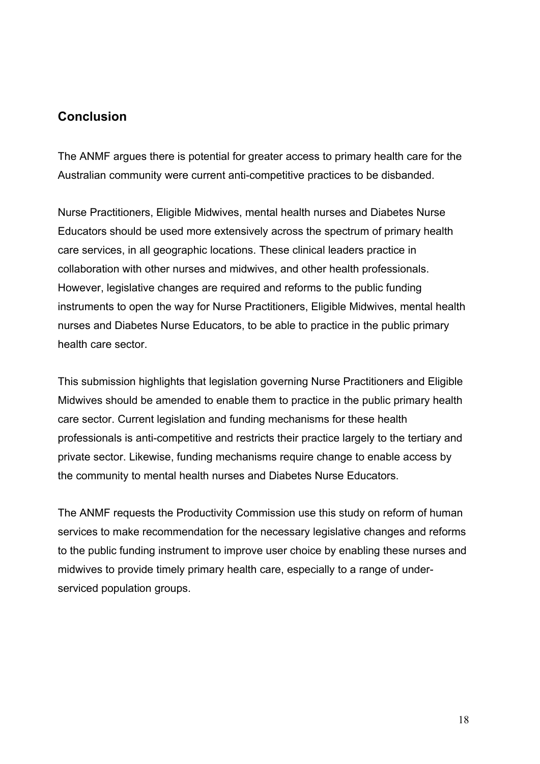## Conclusion

The ANMF argues there is potential for greater access to primary health care for the Australian community were current anti-competitive practices to be disbanded.

Nurse Practitioners, Eligible Midwives, mental health nurses and Diabetes Nurse Educators should be used more extensively across the spectrum of primary health care services, in all geographic locations. These clinical leaders practice in collaboration with other nurses and midwives, and other health professionals. However, legislative changes are required and reforms to the public funding instruments to open the way for Nurse Practitioners, Eligible Midwives, mental health nurses and Diabetes Nurse Educators, to be able to practice in the public primary health care sector.

This submission highlights that legislation governing Nurse Practitioners and Eligible Midwives should be amended to enable them to practice in the public primary health care sector. Current legislation and funding mechanisms for these health professionals is anti-competitive and restricts their practice largely to the tertiary and private sector. Likewise, funding mechanisms require change to enable access by the community to mental health nurses and Diabetes Nurse Educators.

The ANMF requests the Productivity Commission use this study on reform of human services to make recommendation for the necessary legislative changes and reforms to the public funding instrument to improve user choice by enabling these nurses and midwives to provide timely primary health care, especially to a range of under-serviced population groups.